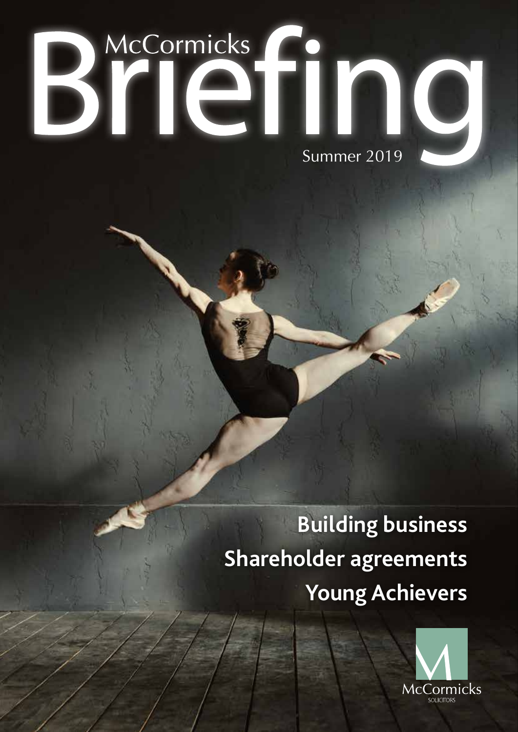McCormicks

# Briefing

Summer 2019

**Building business**

**Shareholder agreements**

**Young Achievers**

McCormicks

SOLICITORS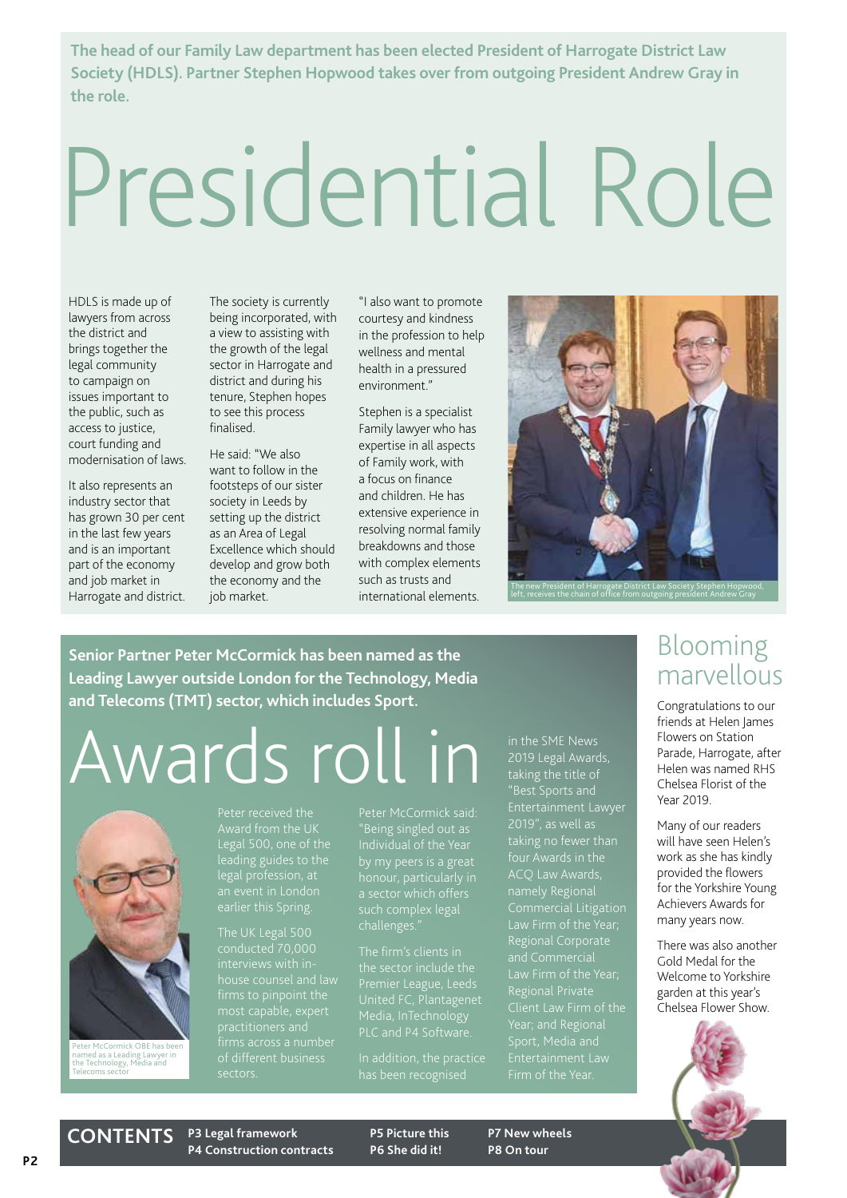**The head of our Family Law department has been elected President of Harrogate District Law Society (HDLS). Partner Stephen Hopwood takes over from outgoing President Andrew Gray in the role.**

# Presidential Role

HDLS is made up of lawyers from across the district and brings together the legal community to campaign on issues important to the public, such as access to justice, court funding and modernisation of laws.

It also represents an industry sector that has grown 30 per cent in the last few years and is an important part of the economy and job market in Harrogate and district.

The society is currently being incorporated, with a view to assisting with the growth of the legal sector in Harrogate and district and during his tenure, Stephen hopes to see this process finalised.

He said: "We also want to follow in the footsteps of our sister society in Leeds by setting up the district as an Area of Legal Excellence which should develop and grow both the economy and the job market.

"I also want to promote courtesy and kindness in the profession to help wellness and mental health in a pressured environment."

Stephen is a specialist Family lawyer who has expertise in all aspects of Family work, with a focus on finance and children. He has extensive experience in resolving normal family breakdowns and those with complex elements such as trusts and international elements.

The new President of Harrogate District Law Society Stephen Hopwood, left, receives the chain of office from outgoing president Andrew Gray

**Senior Partner Peter McCormick has been named as the Leading Lawyer outside London for the Technology, Media and Telecoms (TMT) sector, which includes Sport.**

# Awards roll in

Peter McCormick OBE has been named as a Leading Lawyer in the Technology, Media and Telecoms sector

Peter received the Award from the UK Legal 500, one of the leading guides to the legal profession, at an event in London earlier this Spring.

The UK Legal 500 conducted 70,000 interviews with in-house counsel and law firms to pinpoint the most capable, expert practitioners and firms across a number of different business sectors.

Peter McCormick said: "Being singled out as Individual of the Year by my peers is a great honour, particularly in a sector which offers such complex legal challenges."

The firm's clients in the sector include the Premier League, Leeds United FC, Plantagenet Media, InTechnology PLC and P4 Software.

In addition, the practice has been recognised in the SME News 2019 Legal Awards, taking the title of "Best Sports and Entertainment Lawyer 2019", as well as taking no fewer than four Awards in the ACQ Law Awards, namely Regional Commercial Litigation Law Firm of the Year; Regional Corporate and Commercial Law Firm of the Year; Regional Private Client Law Firm of the Year; and Regional Sport, Media and Entertainment Law Firm of the Year.

# Blooming marvellous

Congratulations to our friends at Helen James Flowers on Station Parade, Harrogate, after Helen was named RHS Chelsea Florist of the Year 2019.

Many of our readers will have seen Helen's work as she has kindly provided the flowers for the Yorkshire Young Achievers Awards for many years now.

There was also another Gold Medal for the Welcome to Yorkshire garden at this year's Chelsea Flower Show.

**CONTENTS**

- **P3 Legal framework**
- **P4 Construction contracts**
- **P5 Picture this**
- **P6 She did it!**
- **P7 New wheels**
- **P8 On tour**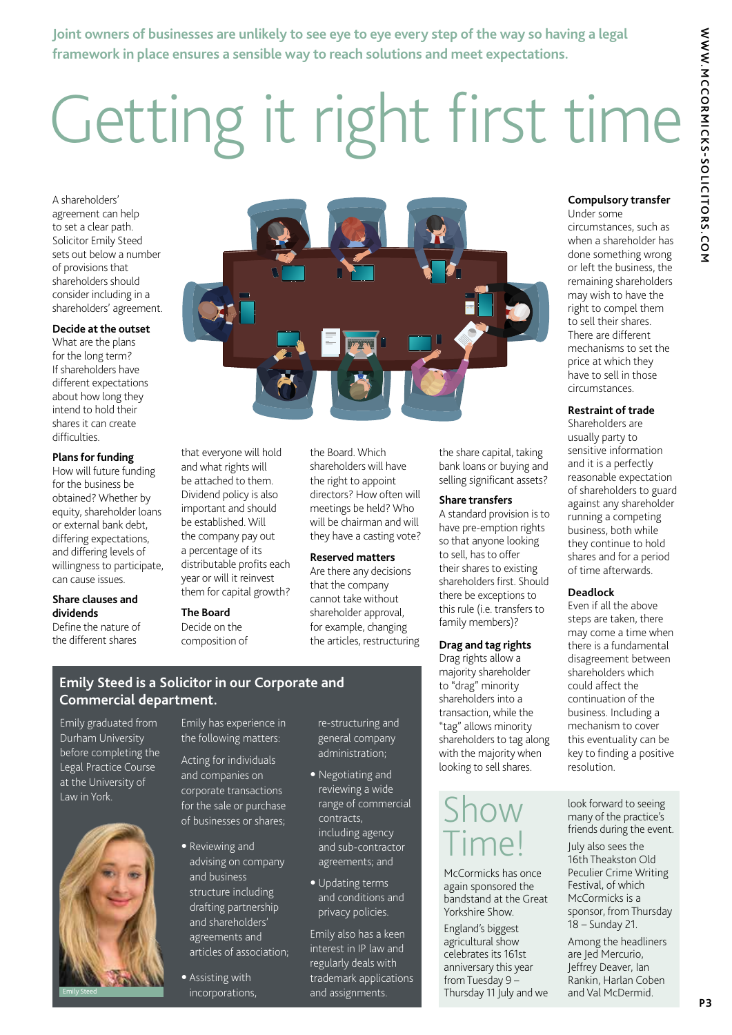Joint owners of businesses are unlikely to see eye to eye every step of the way so having a legal framework in place ensures a sensible way to reach solutions and meet expectations.

# Getting it right first time

A shareholders' agreement can help to set a clear path. Solicitor Emily Steed sets out below a number of provisions that shareholders should consider including in a shareholders' agreement.

### Decide at the outset

What are the plans for the long term? If shareholders have different expectations about how long they intend to hold their shares it can create difficulties.

### Plans for funding

How will future funding for the business be obtained? Whether by equity, shareholder loans or external bank debt, differing expectations, and differing levels of willingness to participate, can cause issues.

### Share clauses and dividends

Define the nature of the different shares that everyone will hold and what rights will be attached to them. Dividend policy is also important and should be established. Will the company pay out a percentage of its distributable profits each year or will it reinvest them for capital growth?

### The Board

Decide on the composition of the Board. Which shareholders will have the right to appoint directors? How often will meetings be held? Who will be chairman and will they have a casting vote?

### Reserved matters

Are there any decisions that the company cannot take without shareholder approval, for example, changing the articles, restructuring the share capital, taking bank loans or buying and selling significant assets?

### Share transfers

A standard provision is to have pre-emption rights so that anyone looking to sell, has to offer their shares to existing shareholders first. Should there be exceptions to this rule (i.e. transfers to family members)?

### Drag and tag rights

Drag rights allow a majority shareholder to "drag" minority shareholders into a transaction, while the "tag" allows minority shareholders to tag along with the majority when looking to sell shares.

### Compulsory transfer

Under some circumstances, such as when a shareholder has done something wrong or left the business, the remaining shareholders may wish to have the right to compel them to sell their shares. There are different mechanisms to set the price at which they have to sell in those circumstances.

### Restraint of trade

Shareholders are usually party to sensitive information and it is a perfectly reasonable expectation of shareholders to guard against any shareholder running a competing business, both while they continue to hold shares and for a period of time afterwards.

### Deadlock

Even if all the above steps are taken, there may come a time when there is a fundamental disagreement between shareholders which could affect the continuation of the business. Including a mechanism to cover this eventuality can be key to finding a positive resolution.

## Emily Steed is a Solicitor in our Corporate and Commercial department.

Emily graduated from Durham University before completing the Legal Practice Course at the University of Law in York.

Emily Steed

Emily has experience in the following matters:

Acting for individuals and companies on corporate transactions for the sale or purchase of businesses or shares;

- Reviewing and advising on company and business structure including drafting partnership and shareholders' agreements and articles of association;
- Assisting with incorporations, re-structuring and general company administration;
- Negotiating and reviewing a wide range of commercial contracts, including agency and sub-contractor agreements; and
- Updating terms and conditions and privacy policies.

Emily also has a keen interest in IP law and regularly deals with trademark applications and assignments.

## Show Time!

McCormicks has once again sponsored the bandstand at the Great Yorkshire Show.

England's biggest agricultural show celebrates its 161st anniversary this year from Tuesday 9 – Thursday 11 July and we look forward to seeing many of the practice's friends during the event.

July also sees the 16th Theakston Old Peculier Crime Writing Festival, of which McCormicks is a sponsor, from Thursday 18 – Sunday 21.

Among the headliners are Jed Mercurio, Jeffrey Deaver, Ian Rankin, Harlan Coben and Val McDermid.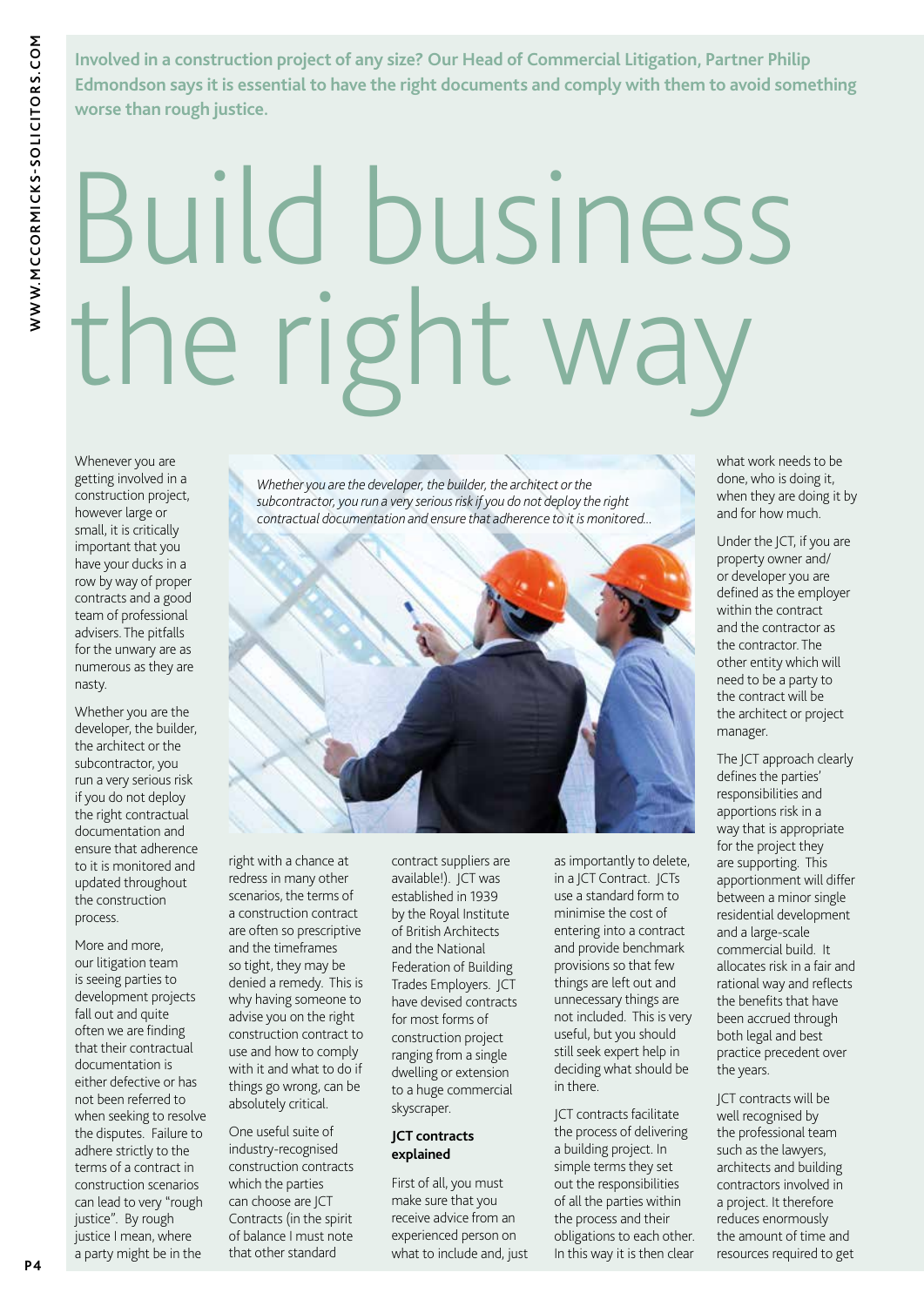Involved in a construction project of any size? Our Head of Commercial Litigation, Partner Philip Edmondson says it is essential to have the right documents and comply with them to avoid something worse than rough justice.

# Build business the right way

*Whether you are the developer, the builder, the architect or the subcontractor, you run a very serious risk if you do not deploy the right contractual documentation and ensure that adherence to it is monitored...*

Whenever you are getting involved in a construction project, however large or small, it is critically important that you have your ducks in a row by way of proper contracts and a good team of professional advisers. The pitfalls for the unwary are as numerous as they are nasty.

Whether you are the developer, the builder, the architect or the subcontractor, you run a very serious risk if you do not deploy the right contractual documentation and ensure that adherence to it is monitored and updated throughout the construction process.

More and more, our litigation team is seeing parties to development projects fall out and quite often we are finding that their contractual documentation is either defective or has not been referred to when seeking to resolve the disputes. Failure to adhere strictly to the terms of a contract in construction scenarios can lead to very "rough justice". By rough justice I mean, where a party might be in the right with a chance at redress in many other scenarios, the terms of a construction contract are often so prescriptive and the timeframes so tight, they may be denied a remedy. This is why having someone to advise you on the right construction contract to use and how to comply with it and what to do if things go wrong, can be absolutely critical.

One useful suite of industry-recognised construction contracts which the parties can choose are JCT Contracts (in the spirit of balance I must note that other standard contract suppliers are available!). JCT was established in 1939 by the Royal Institute of British Architects and the National Federation of Building Trades Employers. JCT have devised contracts for most forms of construction project ranging from a single dwelling or extension to a huge commercial skyscraper.

## JCT contracts explained

First of all, you must make sure that you receive advice from an experienced person on what to include and, just as importantly to delete, in a JCT Contract. JCTs use a standard form to minimise the cost of entering into a contract and provide benchmark provisions so that few things are left out and unnecessary things are not included. This is very useful, but you should still seek expert help in deciding what should be in there.

JCT contracts facilitate the process of delivering a building project. In simple terms they set out the responsibilities of all the parties within the process and their obligations to each other. In this way it is then clear what work needs to be done, who is doing it, when they are doing it by and for how much.

Under the JCT, if you are property owner and/or developer you are defined as the employer within the contract and the contractor as the contractor. The other entity which will need to be a party to the contract will be the architect or project manager.

The JCT approach clearly defines the parties' responsibilities and apportions risk in a way that is appropriate for the project they are supporting. This apportionment will differ between a minor single residential development and a large-scale commercial build. It allocates risk in a fair and rational way and reflects the benefits that have been accrued through both legal and best practice precedent over the years.

JCT contracts will be well recognised by the professional team such as the lawyers, architects and building contractors involved in a project. It therefore reduces enormously the amount of time and resources required to get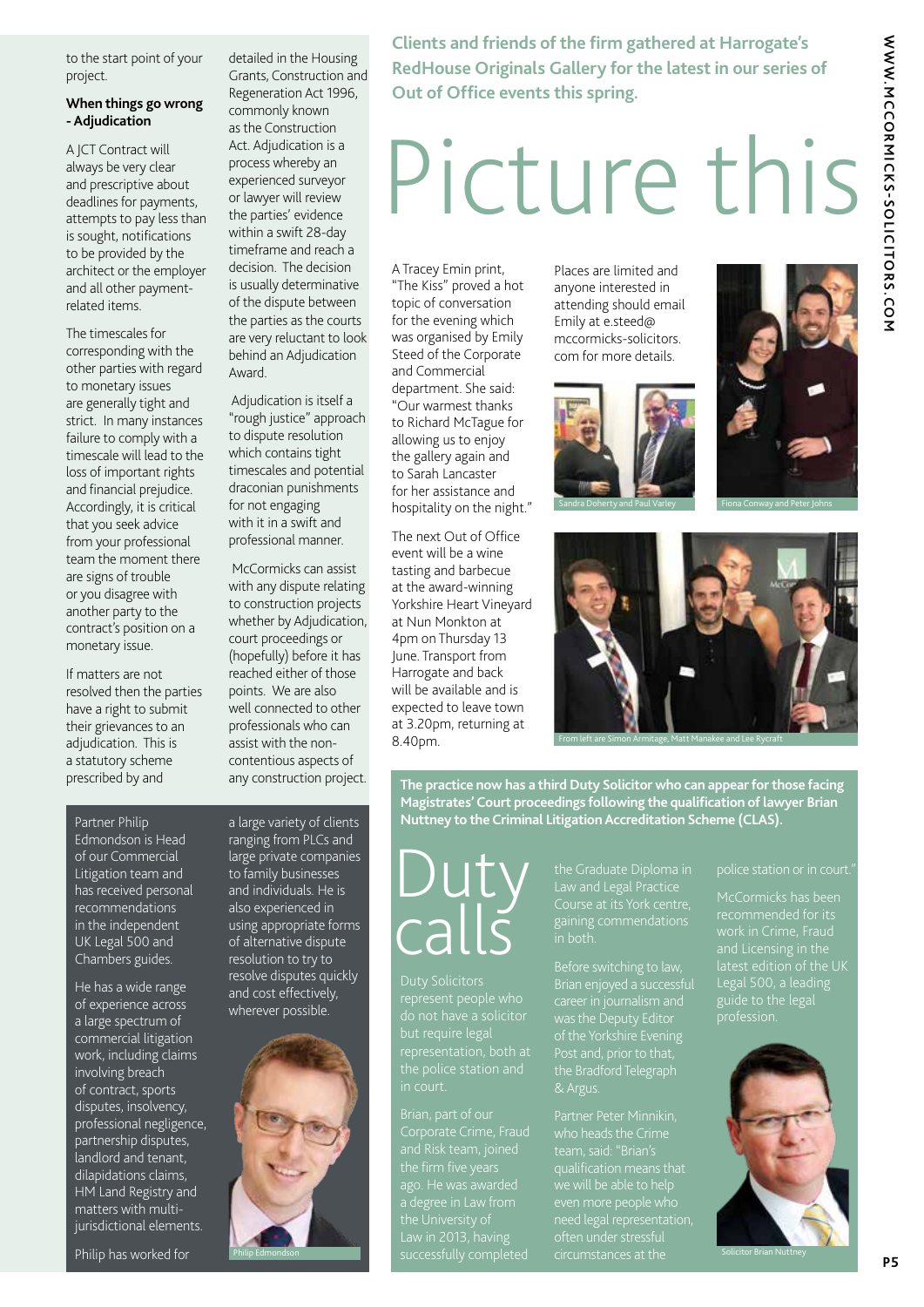to the start point of your project.

### When things go wrong - Adjudication

A JCT Contract will always be very clear and prescriptive about deadlines for payments, attempts to pay less than is sought, notifications to be provided by the architect or the employer and all other payment-related items.

The timescales for corresponding with the other parties with regard to monetary issues are generally tight and strict. In many instances failure to comply with a timescale will lead to the loss of important rights and financial prejudice. Accordingly, it is critical that you seek advice from your professional team the moment there are signs of trouble or you disagree with another party to the contract's position on a monetary issue.

If matters are not resolved then the parties have a right to submit their grievances to an adjudication. This is a statutory scheme prescribed by and detailed in the Housing Grants, Construction and Regeneration Act 1996, commonly known as the Construction Act. Adjudication is a process whereby an experienced surveyor or lawyer will review the parties' evidence within a swift 28-day timeframe and reach a decision. The decision is usually determinative of the dispute between the parties as the courts are very reluctant to look behind an Adjudication Award.

Adjudication is itself a "rough justice" approach to dispute resolution which contains tight timescales and potential draconian punishments for not engaging with it in a swift and professional manner.

McCormicks can assist with any dispute relating to construction projects whether by Adjudication, court proceedings or (hopefully) before it has reached either of those points. We are also well connected to other professionals who can assist with the non-contentious aspects of any construction project.

Partner Philip Edmondson is Head of our Commercial Litigation team and has received personal recommendations in the independent UK Legal 500 and Chambers guides.

He has a wide range of experience across a large spectrum of commercial litigation work, including claims involving breach of contract, sports disputes, insolvency, professional negligence, partnership disputes, landlord and tenant, dilapidations claims, HM Land Registry and matters with multi-jurisdictional elements.

Philip has worked for a large variety of clients ranging from PLCs and large private companies to family businesses and individuals. He is also experienced in using appropriate forms of alternative dispute resolution to try to resolve disputes quickly and cost effectively, wherever possible.

Philip Edmondson

**Clients and friends of the firm gathered at Harrogate's RedHouse Originals Gallery for the latest in our series of Out of Office events this spring.**

# Picture this

A Tracey Emin print, "The Kiss" proved a hot topic of conversation for the evening which was organised by Emily Steed of the Corporate and Commercial department. She said: "Our warmest thanks to Richard McTague for allowing us to enjoy the gallery again and to Sarah Lancaster for her assistance and hospitality on the night."

The next Out of Office event will be a wine tasting and barbecue at the award-winning Yorkshire Heart Vineyard at Nun Monkton at 4pm on Thursday 13 June. Transport from Harrogate and back will be available and is expected to leave town at 3.20pm, returning at 8.40pm.

Places are limited and anyone interested in attending should email Emily at e.steed@mccormicks-solicitors.com for more details.

Sandra Doherty and Paul Varley

Fiona Conway and Peter Johns

From left are Simon Armitage, Matt Manakee and Lee Rycraft

**The practice now has a third Duty Solicitor who can appear for those facing Magistrates' Court proceedings following the qualification of lawyer Brian Nuttney to the Criminal Litigation Accreditation Scheme (CLAS).**

# Duty calls

Duty Solicitors represent people who do not have a solicitor but require legal representation, both at the police station and in court.

Brian, part of our Corporate Crime, Fraud and Risk team, joined the firm five years ago. He was awarded a degree in Law from the University of Law in 2013, having successfully completed the Graduate Diploma in Law and Legal Practice Course at its York centre, gaining commendations in both.

Before switching to law, Brian enjoyed a successful career in journalism and was the Deputy Editor of the Yorkshire Evening Post and, prior to that, the Bradford Telegraph & Argus.

Partner Peter Minnikin, who heads the Crime team, said: "Brian's qualification means that we will be able to help even more people who need legal representation, often under stressful circumstances at the police station or in court."

McCormicks has been recommended for its work in Crime, Fraud and Licensing in the latest edition of the UK Legal 500, a leading guide to the legal profession.

Solicitor Brian Nuttney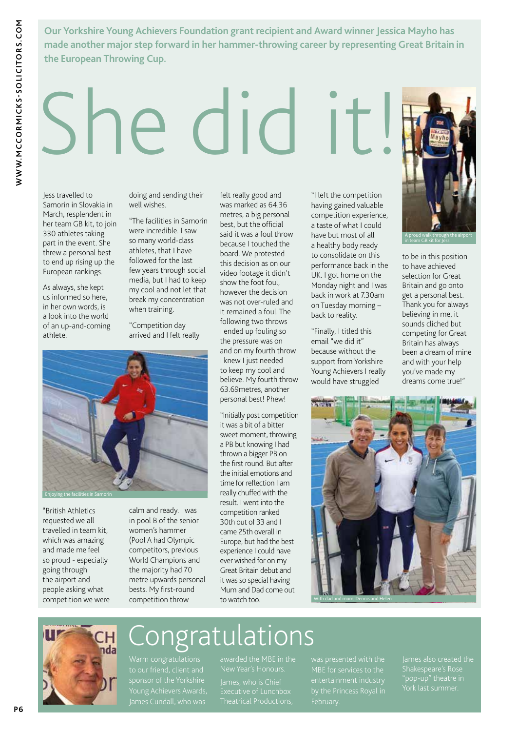**Our Yorkshire Young Achievers Foundation grant recipient and Award winner Jessica Mayho has made another major step forward in her hammer-throwing career by representing Great Britain in the European Throwing Cup.**

# She did it!

Jess travelled to Samorin in Slovakia in March, resplendent in her team GB kit, to join 330 athletes taking part in the event. She threw a personal best to end up rising up the European rankings.

As always, she kept us informed so here, in her own words, is a look into the world of an up-and-coming athlete.

"British Athletics requested we all travelled in team kit, which was amazing and made me feel so proud - especially going through the airport and people asking what competition we were doing and sending their well wishes.

"The facilities in Samorin were incredible. I saw so many world-class athletes, that I have followed for the last few years through social media, but I had to keep my cool and not let that break my concentration when training.

"Competition day arrived and I felt really calm and ready. I was in pool B of the senior women's hammer (Pool A had Olympic competitors, previous World Champions and the majority had 70 metre upwards personal bests. My first-round competition throw felt really good and was marked as 64.36 metres, a big personal best, but the official said it was a foul throw because I touched the board. We protested this decision as on our video footage it didn't show the foot foul, however the decision was not over-ruled and it remained a foul. The following two throws I ended up fouling so the pressure was on and on my fourth throw I knew I just needed to keep my cool and believe. My fourth throw 63.69metres, another personal best! Phew!

Enjoying the facilities in Samorin

"Initially post competition it was a bit of a bitter sweet moment, throwing a PB but knowing I had thrown a bigger PB on the first round. But after the initial emotions and time for reflection I am really chuffed with the result. I went into the competition ranked 30th out of 33 and I came 25th overall in Europe, but had the best experience I could have ever wished for on my Great Britain debut and it was so special having Mum and Dad come out to watch too.

"I left the competition having gained valuable competition experience, a taste of what I could have but most of all a healthy body ready to consolidate on this performance back in the UK. I got home on the Monday night and I was back in work at 7.30am on Tuesday morning – back to reality.

"Finally, I titled this email "we did it" because without the support from Yorkshire Young Achievers I really would have struggled to be in this position to have achieved selection for Great Britain and go onto get a personal best. Thank you for always believing in me, it sounds cliched but competing for Great Britain has always been a dream of mine and with your help you've made my dreams come true!"

A proud walk through the airport in team GB kit for Jess

With dad and mum, Dennis and Helen

# Congratulations

Warm congratulations to our friend, client and sponsor of the Yorkshire Young Achievers Awards, James Cundall, who was awarded the MBE in the New Year's Honours.

James, who is Chief Executive of Lunchbox Theatrical Productions, was presented with the MBE for services to the entertainment industry by the Princess Royal in February.

James also created the Shakespeare's Rose "pop-up" theatre in York last summer.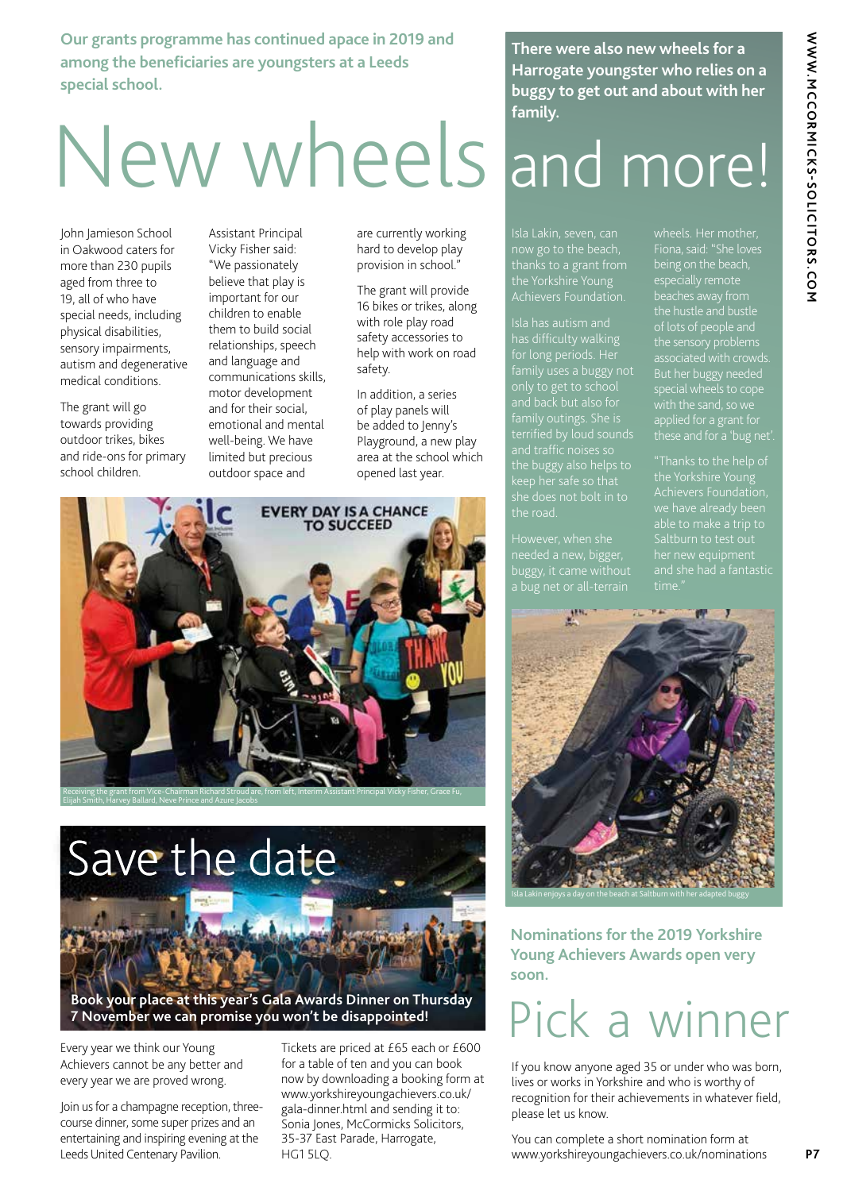**Our grants programme has continued apace in 2019 and among the beneficiaries are youngsters at a Leeds special school.**

# New wheels

John Jamieson School in Oakwood caters for more than 230 pupils aged from three to 19, all of who have special needs, including physical disabilities, sensory impairments, autism and degenerative medical conditions.

The grant will go towards providing outdoor trikes, bikes and ride-ons for primary school children.

Assistant Principal Vicky Fisher said: "We passionately believe that play is important for our children to enable them to build social relationships, speech and language and communications skills, motor development and for their social, emotional and mental well-being. We have limited but precious outdoor space and are currently working hard to develop play provision in school."

The grant will provide 16 bikes or trikes, along with role play road safety accessories to help with work on road safety.

In addition, a series of play panels will be added to Jenny's Playground, a new play area at the school which opened last year.

Receiving the grant from Vice-Chairman Richard Stroud are, from left, Interim Assistant Principal Vicky Fisher, Grace Fu, Elijah Smith, Harvey Ballard, Neve Prince and Azure Jacobs

**There were also new wheels for a Harrogate youngster who relies on a buggy to get out and about with her family.**

# and more!

Isla Lakin, seven, can now go to the beach, thanks to a grant from the Yorkshire Young Achievers Foundation.

Isla has autism and has difficulty walking for long periods. Her family uses a buggy not only to get to school and back but also for family outings. She is terrified by loud sounds and traffic noises so the buggy also helps to keep her safe so that she does not bolt in to the road.

However, when she needed a new, bigger, buggy, it came without a bug net or all-terrain wheels. Her mother, Fiona, said: "She loves being on the beach, especially remote beaches away from the hustle and bustle of lots of people and the sensory problems associated with crowds. But her buggy needed special wheels to cope with the sand, so we applied for a grant for these and for a 'bug net'.

"Thanks to the help of the Yorkshire Young Achievers Foundation, we have already been able to make a trip to Saltburn to test out her new equipment and she had a fantastic time."

Isla Lakin enjoys a day on the beach at Saltburn with her adapted buggy

# Save the date

**Book your place at this year's Gala Awards Dinner on Thursday 7 November we can promise you won't be disappointed!**

Every year we think our Young Achievers cannot be any better and every year we are proved wrong.

Join us for a champagne reception, three-course dinner, some super prizes and an entertaining and inspiring evening at the Leeds United Centenary Pavilion.

Tickets are priced at £65 each or £600 for a table of ten and you can book now by downloading a booking form at www.yorkshireyoungachievers.co.uk/gala-dinner.html and sending it to: Sonia Jones, McCormicks Solicitors, 35-37 East Parade, Harrogate, HG1 5LQ.

**Nominations for the 2019 Yorkshire Young Achievers Awards open very soon.**

# Pick a winner

If you know anyone aged 35 or under who was born, lives or works in Yorkshire and who is worthy of recognition for their achievements in whatever field, please let us know.

You can complete a short nomination form at www.yorkshireyoungachievers.co.uk/nominations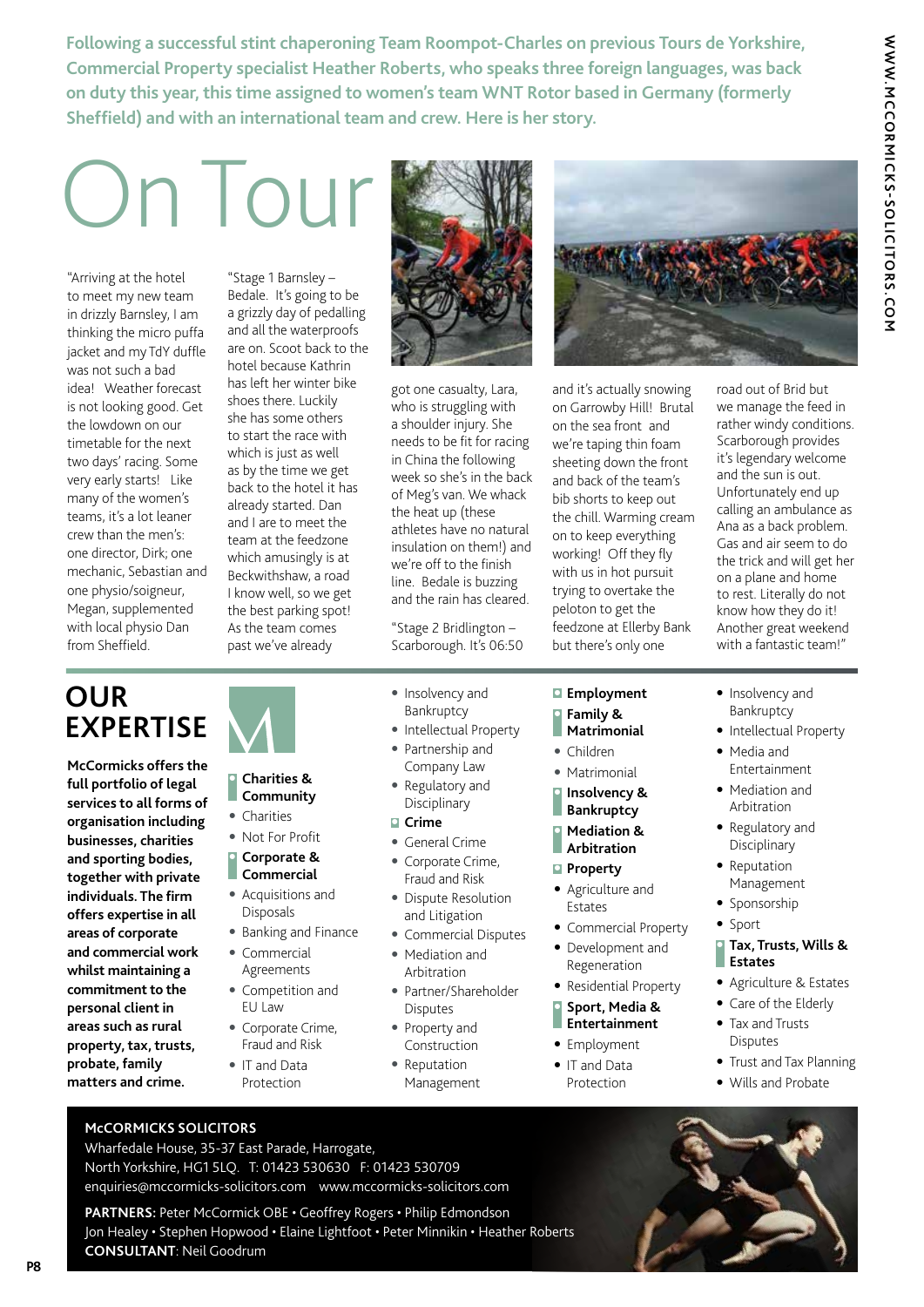**Following a successful stint chaperoning Team Roompot-Charles on previous Tours de Yorkshire, Commercial Property specialist Heather Roberts, who speaks three foreign languages, was back on duty this year, this time assigned to women's team WNT Rotor based in Germany (formerly Sheffield) and with an international team and crew. Here is her story.**

# On Tour

"Arriving at the hotel to meet my new team in drizzly Barnsley, I am thinking the micro puffa jacket and my TdY duffle was not such a bad idea! Weather forecast is not looking good. Get the lowdown on our timetable for the next two days' racing. Some very early starts! Like many of the women's teams, it's a lot leaner crew than the men's: one director, Dirk; one mechanic, Sebastian and one physio/soigneur, Megan, supplemented with local physio Dan from Sheffield.

"Stage 1 Barnsley – Bedale. It's going to be a grizzly day of pedalling and all the waterproofs are on. Scoot back to the hotel because Kathrin has left her winter bike shoes there. Luckily she has some others to start the race with which is just as well as by the time we get back to the hotel it has already started. Dan and I are to meet the team at the feedzone which amusingly is at Beckwithshaw, a road I know well, so we get the best parking spot! As the team comes past we've already got one casualty, Lara, who is struggling with a shoulder injury. She needs to be fit for racing in China the following week so she's in the back of Meg's van. We whack the heat up (these athletes have no natural insulation on them!) and we're off to the finish line. Bedale is buzzing and the rain has cleared.

"Stage 2 Bridlington – Scarborough. It's 06:50 and it's actually snowing on Garrowby Hill! Brutal on the sea front and we're taping thin foam sheeting down the front and back of the team's bib shorts to keep out the chill. Warming cream on to keep everything working! Off they fly with us in hot pursuit trying to overtake the peloton to get the feedzone at Ellerby Bank but there's only one road out of Brid but we manage the feed in rather windy conditions. Scarborough provides it's legendary welcome and the sun is out. Unfortunately end up calling an ambulance as Ana as a back problem. Gas and air seem to do the trick and will get her on a plane and home to rest. Literally do not know how they do it! Another great weekend with a fantastic team!"

## OUR EXPERTISE

**McCormicks offers the full portfolio of legal services to all forms of organisation including businesses, charities and sporting bodies, together with private individuals. The firm offers expertise in all areas of corporate and commercial work whilst maintaining a commitment to the personal client in areas such as rural property, tax, trusts, probate, family matters and crime.**

**Charities & Community**
- Charities
- Not For Profit

**Corporate & Commercial**
- Acquisitions and Disposals
- Banking and Finance
- Commercial Agreements
- Competition and EU Law
- Corporate Crime, Fraud and Risk
- IT and Data Protection
- Insolvency and Bankruptcy
- Intellectual Property
- Partnership and Company Law
- Regulatory and Disciplinary

**Crime**
- General Crime
- Corporate Crime, Fraud and Risk
- Dispute Resolution and Litigation
- Commercial Disputes
- Mediation and Arbitration
- Partner/Shareholder Disputes
- Property and Construction
- Reputation Management

**Employment**

**Family & Matrimonial**
- Children
- Matrimonial

**Insolvency & Bankruptcy**

**Mediation & Arbitration**

**Property**
- Agriculture and Estates
- Commercial Property
- Development and Regeneration
- Residential Property

**Sport, Media & Entertainment**
- Employment
- IT and Data Protection
- Insolvency and Bankruptcy
- Intellectual Property
- Media and Entertainment
- Mediation and Arbitration
- Regulatory and Disciplinary
- Reputation Management
- Sponsorship
- Sport

**Tax, Trusts, Wills & Estates**
- Agriculture & Estates
- Care of the Elderly
- Tax and Trusts Disputes
- Trust and Tax Planning
- Wills and Probate

**McCORMICKS SOLICITORS**
Wharfedale House, 35-37 East Parade, Harrogate,
North Yorkshire, HG1 5LQ. T: 01423 530630 F: 01423 530709
enquiries@mccormicks-solicitors.com www.mccormicks-solicitors.com

**PARTNERS:** Peter McCormick OBE • Geoffrey Rogers • Philip Edmondson
Jon Healey • Stephen Hopwood • Elaine Lightfoot • Peter Minnikin • Heather Roberts
**CONSULTANT**: Neil Goodrum